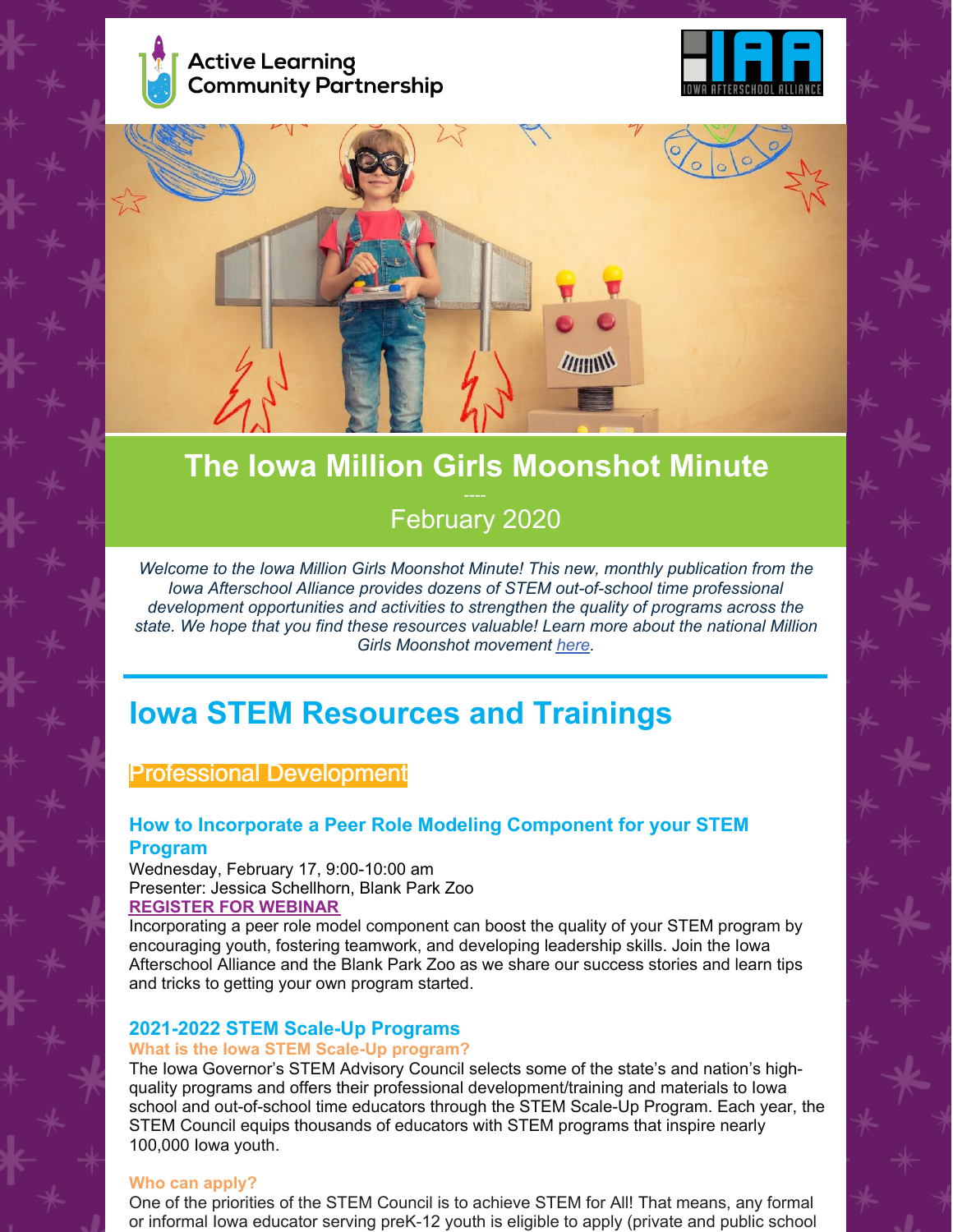Active Learning Community Partnership

IOWA AFTERSCHOOL ALLIANCE

# The Iowa Million Girls Moonshot Minute

----

February 2020

*Welcome to the Iowa Million Girls Moonshot Minute! This new, monthly publication from the Iowa Afterschool Alliance provides dozens of STEM out-of-school time professional development opportunities and activities to strengthen the quality of programs across the state. We hope that you find these resources valuable! Learn more about the national Million Girls Moonshot movement here.*

## Iowa STEM Resources and Trainings

### Professional Development

#### How to Incorporate a Peer Role Modeling Component for your STEM Program

Wednesday, February 17, 9:00-10:00 am
Presenter: Jessica Schellhorn, Blank Park Zoo
**REGISTER FOR WEBINAR**
Incorporating a peer role model component can boost the quality of your STEM program by encouraging youth, fostering teamwork, and developing leadership skills. Join the Iowa Afterschool Alliance and the Blank Park Zoo as we share our success stories and learn tips and tricks to getting your own program started.

#### 2021-2022 STEM Scale-Up Programs

**What is the Iowa STEM Scale-Up program?**

The Iowa Governor's STEM Advisory Council selects some of the state's and nation's high-quality programs and offers their professional development/training and materials to Iowa school and out-of-school time educators through the STEM Scale-Up Program. Each year, the STEM Council equips thousands of educators with STEM programs that inspire nearly 100,000 Iowa youth.

**Who can apply?**

One of the priorities of the STEM Council is to achieve STEM for All! That means, any formal or informal Iowa educator serving preK-12 youth is eligible to apply (private and public school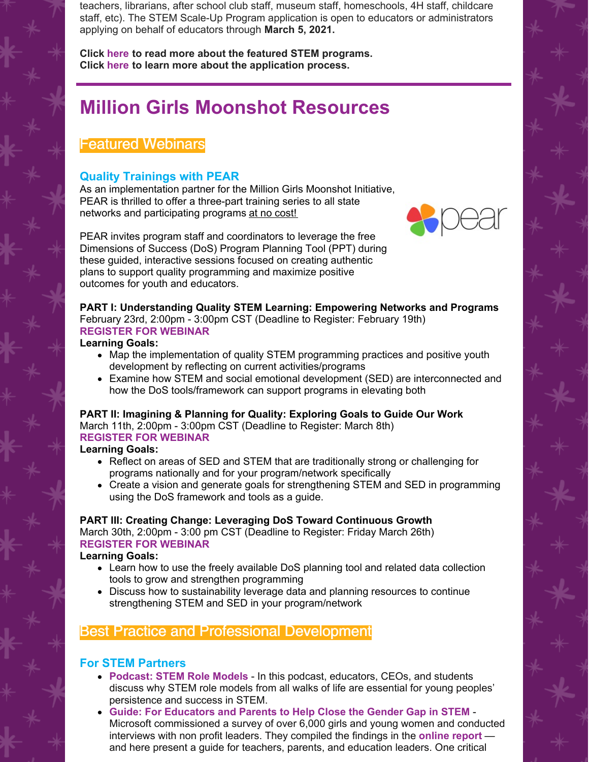teachers, librarians, after school club staff, museum staff, homeschools, 4H staff, childcare staff, etc). The STEM Scale-Up Program application is open to educators or administrators applying on behalf of educators through **March 5, 2021.**

**Click here to read more about the featured STEM programs.**
**Click here to learn more about the application process.**

# Million Girls Moonshot Resources

## Featured Webinars

### Quality Trainings with PEAR

As an implementation partner for the Million Girls Moonshot Initiative, PEAR is thrilled to offer a three-part training series to all state networks and participating programs at no cost!

PEAR invites program staff and coordinators to leverage the free Dimensions of Success (DoS) Program Planning Tool (PPT) during these guided, interactive sessions focused on creating authentic plans to support quality programming and maximize positive outcomes for youth and educators.

**PART I: Understanding Quality STEM Learning: Empowering Networks and Programs**
February 23rd, 2:00pm - 3:00pm CST (Deadline to Register: February 19th)
**REGISTER FOR WEBINAR**
**Learning Goals:**

- Map the implementation of quality STEM programming practices and positive youth development by reflecting on current activities/programs
- Examine how STEM and social emotional development (SED) are interconnected and how the DoS tools/framework can support programs in elevating both

**PART II: Imagining & Planning for Quality: Exploring Goals to Guide Our Work**
March 11th, 2:00pm - 3:00pm CST (Deadline to Register: March 8th)
**REGISTER FOR WEBINAR**
**Learning Goals:**

- Reflect on areas of SED and STEM that are traditionally strong or challenging for programs nationally and for your program/network specifically
- Create a vision and generate goals for strengthening STEM and SED in programming using the DoS framework and tools as a guide.

**PART III: Creating Change: Leveraging DoS Toward Continuous Growth**
March 30th, 2:00pm - 3:00 pm CST (Deadline to Register: Friday March 26th)
**REGISTER FOR WEBINAR**
**Learning Goals:**

- Learn how to use the freely available DoS planning tool and related data collection tools to grow and strengthen programming
- Discuss how to sustainability leverage data and planning resources to continue strengthening STEM and SED in your program/network

## Best Practice and Professional Development

### For STEM Partners

- **Podcast: STEM Role Models** - In this podcast, educators, CEOs, and students discuss why STEM role models from all walks of life are essential for young peoples' persistence and success in STEM.
- **Guide: For Educators and Parents to Help Close the Gender Gap in STEM** - Microsoft commissioned a survey of over 6,000 girls and young women and conducted interviews with non profit leaders. They compiled the findings in the **online report** — and here present a guide for teachers, parents, and education leaders. One critical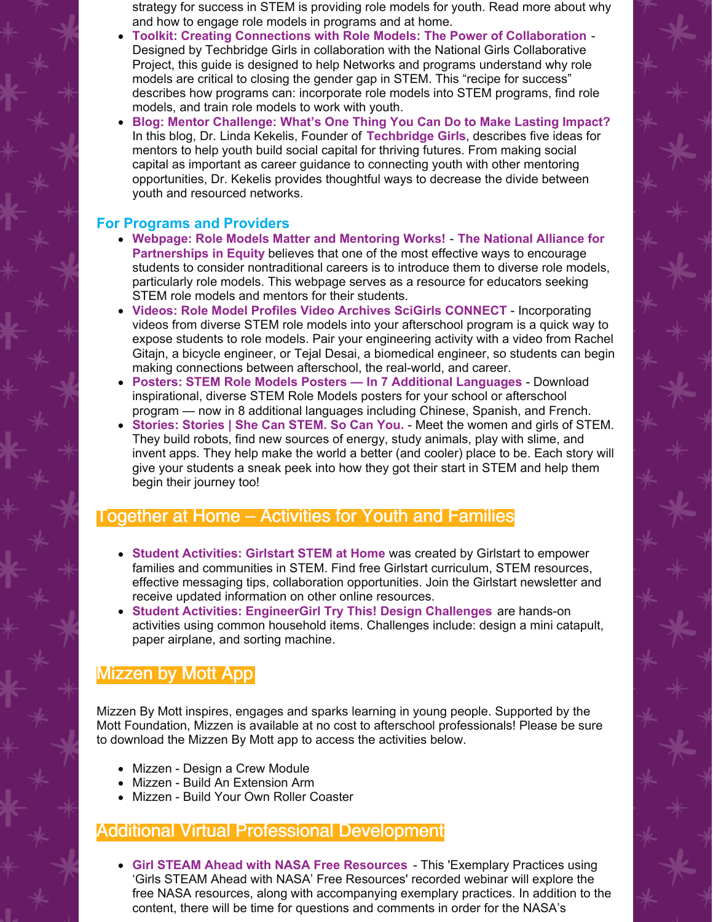strategy for success in STEM is providing role models for youth. Read more about why and how to engage role models in programs and at home.

- **Toolkit: Creating Connections with Role Models: The Power of Collaboration** - Designed by Techbridge Girls in collaboration with the National Girls Collaborative Project, this guide is designed to help Networks and programs understand why role models are critical to closing the gender gap in STEM. This “recipe for success” describes how programs can: incorporate role models into STEM programs, find role models, and train role models to work with youth.
- **Blog: Mentor Challenge: What’s One Thing You Can Do to Make Lasting Impact?** In this blog, Dr. Linda Kekelis, Founder of **Techbridge Girls**, describes five ideas for mentors to help youth build social capital for thriving futures. From making social capital as important as career guidance to connecting youth with other mentoring opportunities, Dr. Kekelis provides thoughtful ways to decrease the divide between youth and resourced networks.

### For Programs and Providers

- **Webpage: Role Models Matter and Mentoring Works!** - **The National Alliance for Partnerships in Equity** believes that one of the most effective ways to encourage students to consider nontraditional careers is to introduce them to diverse role models, particularly role models. This webpage serves as a resource for educators seeking STEM role models and mentors for their students.
- **Videos: Role Model Profiles Video Archives SciGirls CONNECT** - Incorporating videos from diverse STEM role models into your afterschool program is a quick way to expose students to role models. Pair your engineering activity with a video from Rachel Gitajn, a bicycle engineer, or Tejal Desai, a biomedical engineer, so students can begin making connections between afterschool, the real-world, and career.
- **Posters: STEM Role Models Posters — In 7 Additional Languages** - Download inspirational, diverse STEM Role Models posters for your school or afterschool program — now in 8 additional languages including Chinese, Spanish, and French.
- **Stories: Stories | She Can STEM. So Can You.** - Meet the women and girls of STEM. They build robots, find new sources of energy, study animals, play with slime, and invent apps. They help make the world a better (and cooler) place to be. Each story will give your students a sneak peek into how they got their start in STEM and help them begin their journey too!

## Together at Home – Activities for Youth and Families

- **Student Activities: Girlstart STEM at Home** was created by Girlstart to empower families and communities in STEM. Find free Girlstart curriculum, STEM resources, effective messaging tips, collaboration opportunities. Join the Girlstart newsletter and receive updated information on other online resources.
- **Student Activities: EngineerGirl Try This! Design Challenges** are hands-on activities using common household items. Challenges include: design a mini catapult, paper airplane, and sorting machine.

## Mizzen by Mott App

Mizzen By Mott inspires, engages and sparks learning in young people. Supported by the Mott Foundation, Mizzen is available at no cost to afterschool professionals! Please be sure to download the Mizzen By Mott app to access the activities below.

- Mizzen - Design a Crew Module
- Mizzen - Build An Extension Arm
- Mizzen - Build Your Own Roller Coaster

## Additional Virtual Professional Development

- **Girl STEAM Ahead with NASA Free Resources** - This 'Exemplary Practices using ‘Girls STEAM Ahead with NASA’ Free Resources' recorded webinar will explore the free NASA resources, along with accompanying exemplary practices. In addition to the content, there will be time for questions and comments in order for the NASA’s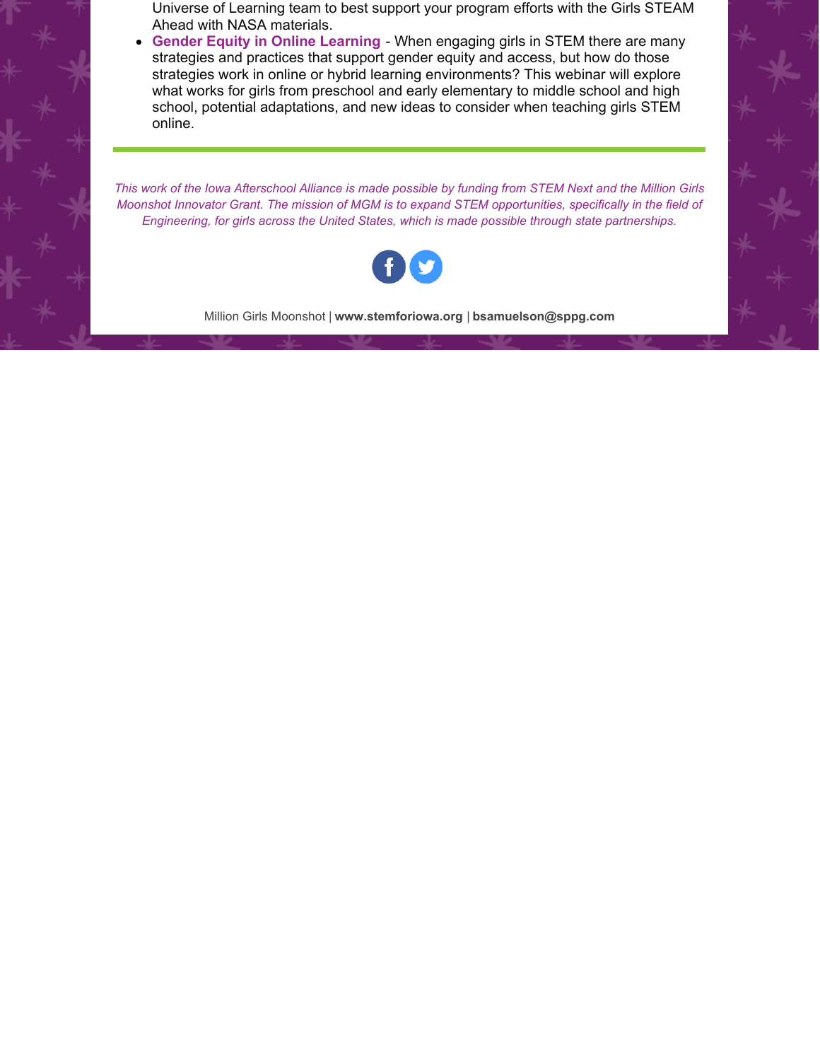Universe of Learning team to best support your program efforts with the Girls STEAM Ahead with NASA materials.
- **Gender Equity in Online Learning** - When engaging girls in STEM there are many strategies and practices that support gender equity and access, but how do those strategies work in online or hybrid learning environments? This webinar will explore what works for girls from preschool and early elementary to middle school and high school, potential adaptations, and new ideas to consider when teaching girls STEM online.

---

*This work of the Iowa Afterschool Alliance is made possible by funding from STEM Next and the Million Girls Moonshot Innovator Grant. The mission of MGM is to expand STEM opportunities, specifically in the field of Engineering, for girls across the United States, which is made possible through state partnerships.*

Million Girls Moonshot | **www.stemforiowa.org** | **bsamuelson@sppg.com**